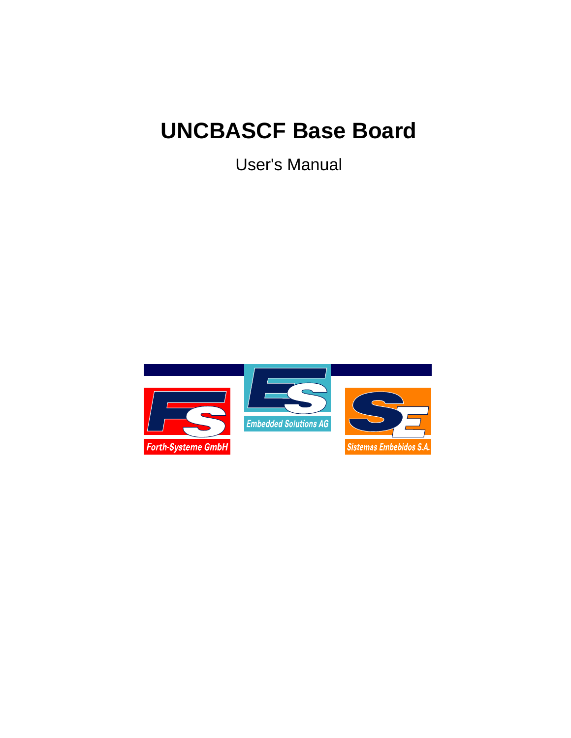# UNCBASCF Base Board

User's Manual

Forth-Systeme GmbH

Embedded Solutions AG

Sistemas Embebidos S.A.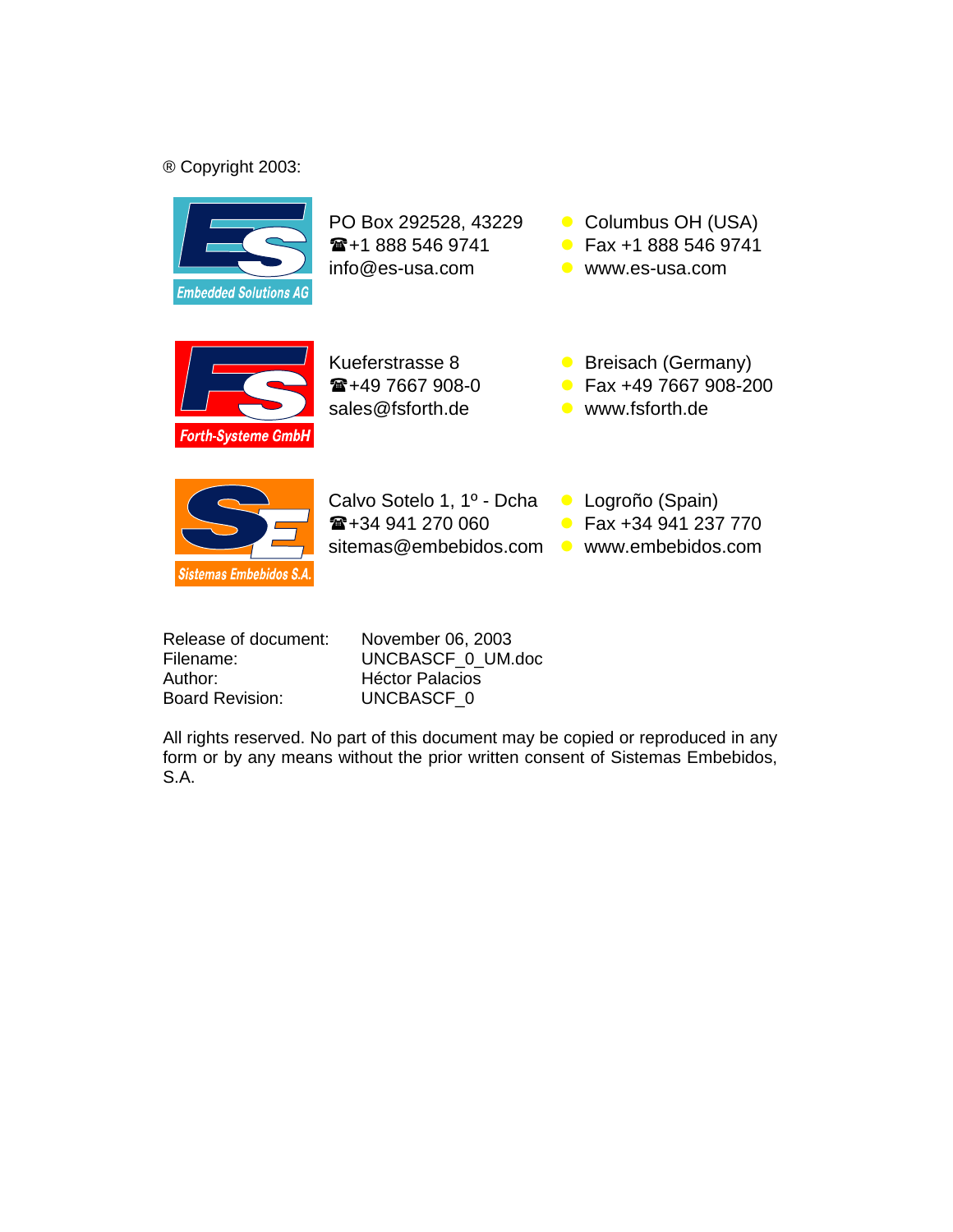® Copyright 2003:

Embedded Solutions AG

PO Box 292528, 43229
☎+1 888 546 9741
info@es-usa.com

- Columbus OH (USA)
- Fax +1 888 546 9741
- www.es-usa.com

Forth-Systeme GmbH

Kueferstrasse 8
☎+49 7667 908-0
sales@fsforth.de

- Breisach (Germany)
- Fax +49 7667 908-200
- www.fsforth.de

Sistemas Embebidos S.A.

Calvo Sotelo 1, 1º - Dcha
☎+34 941 270 060
sitemas@embebidos.com

- Logroño (Spain)
- Fax +34 941 237 770
- www.embebidos.com

| | |
|---|---|
| Release of document: | November 06, 2003 |
| Filename: | UNCBASCF_0_UM.doc |
| Author: | Héctor Palacios |
| Board Revision: | UNCBASCF_0 |

All rights reserved. No part of this document may be copied or reproduced in any form or by any means without the prior written consent of Sistemas Embebidos, S.A.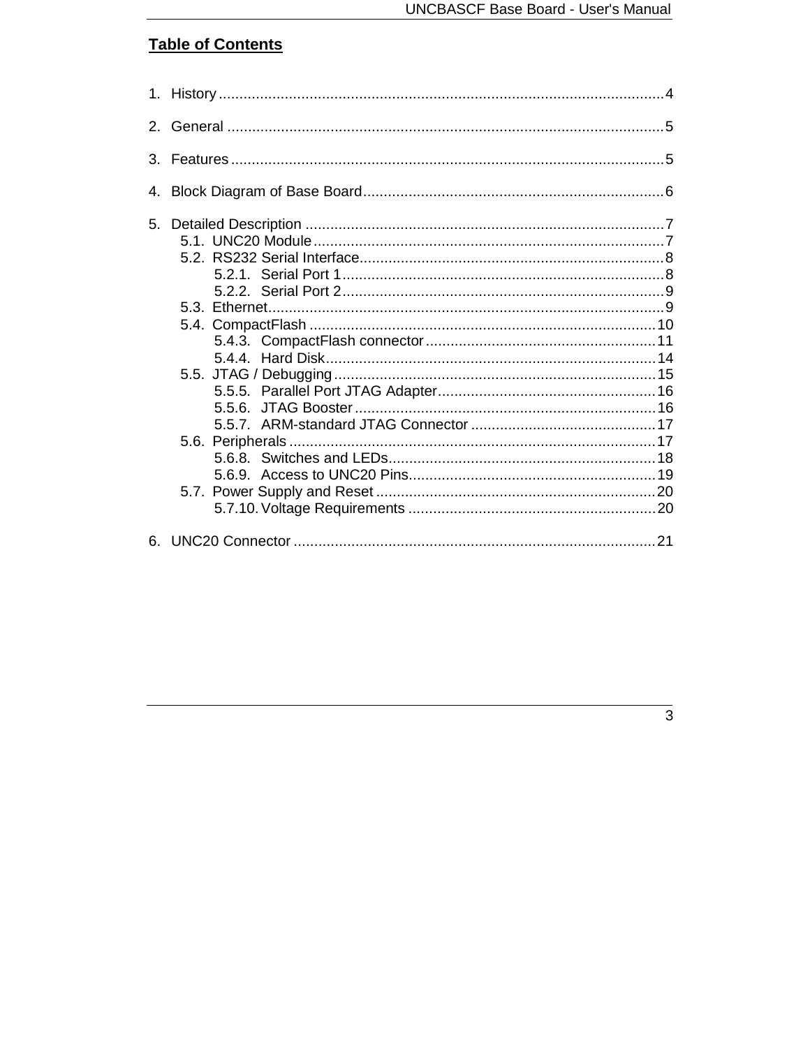## Table of Contents

1. History ........................................................................................................ 4
2. General ....................................................................................................... 5
3. Features ...................................................................................................... 5
4. Block Diagram of Base Board ..................................................................... 6
5. Detailed Description .................................................................................... 7
   - 5.1. UNC20 Module ................................................................................ 7
   - 5.2. RS232 Serial Interface ..................................................................... 8
     - 5.2.1. Serial Port 1 ............................................................................ 8
     - 5.2.2. Serial Port 2 ............................................................................ 9
   - 5.3. Ethernet ........................................................................................... 9
   - 5.4. CompactFlash ................................................................................ 10
     - 5.4.3. CompactFlash connector ....................................................... 11
     - 5.4.4. Hard Disk ............................................................................... 14
   - 5.5. JTAG / Debugging .......................................................................... 15
     - 5.5.5. Parallel Port JTAG Adapter ..................................................... 16
     - 5.5.6. JTAG Booster ......................................................................... 16
     - 5.5.7. ARM-standard JTAG Connector ............................................. 17
   - 5.6. Peripherals ..................................................................................... 17
     - 5.6.8. Switches and LEDs ................................................................ 18
     - 5.6.9. Access to UNC20 Pins ............................................................ 19
   - 5.7. Power Supply and Reset ................................................................ 20
     - 5.7.10. Voltage Requirements .......................................................... 20
6. UNC20 Connector ...................................................................................... 21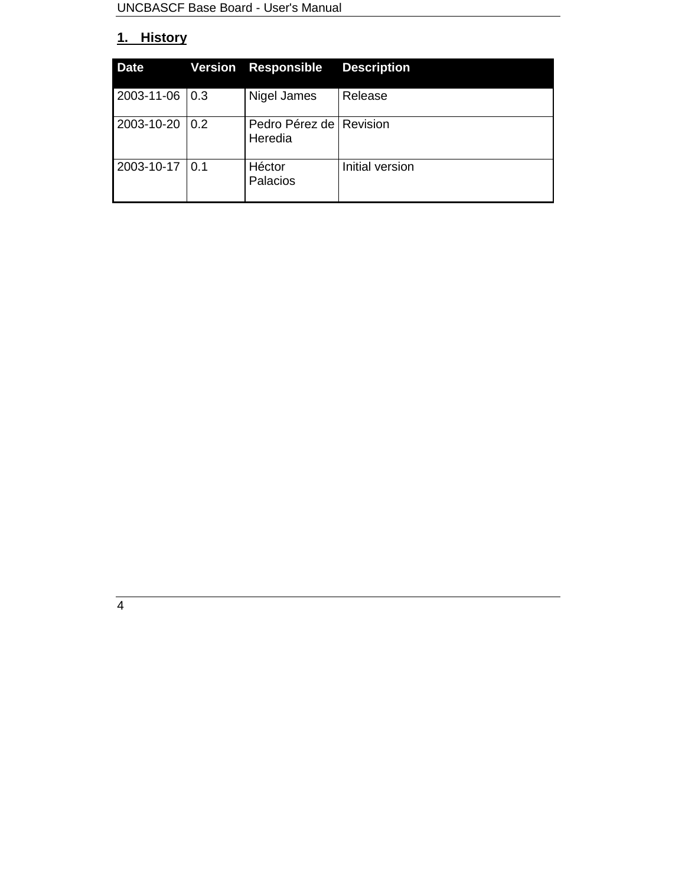# 1. History

| Date | Version | Responsible | Description |
| --- | --- | --- | --- |
| 2003-11-06 | 0.3 | Nigel James | Release |
| 2003-10-20 | 0.2 | Pedro Pérez de Heredia | Revision |
| 2003-10-17 | 0.1 | Héctor Palacios | Initial version |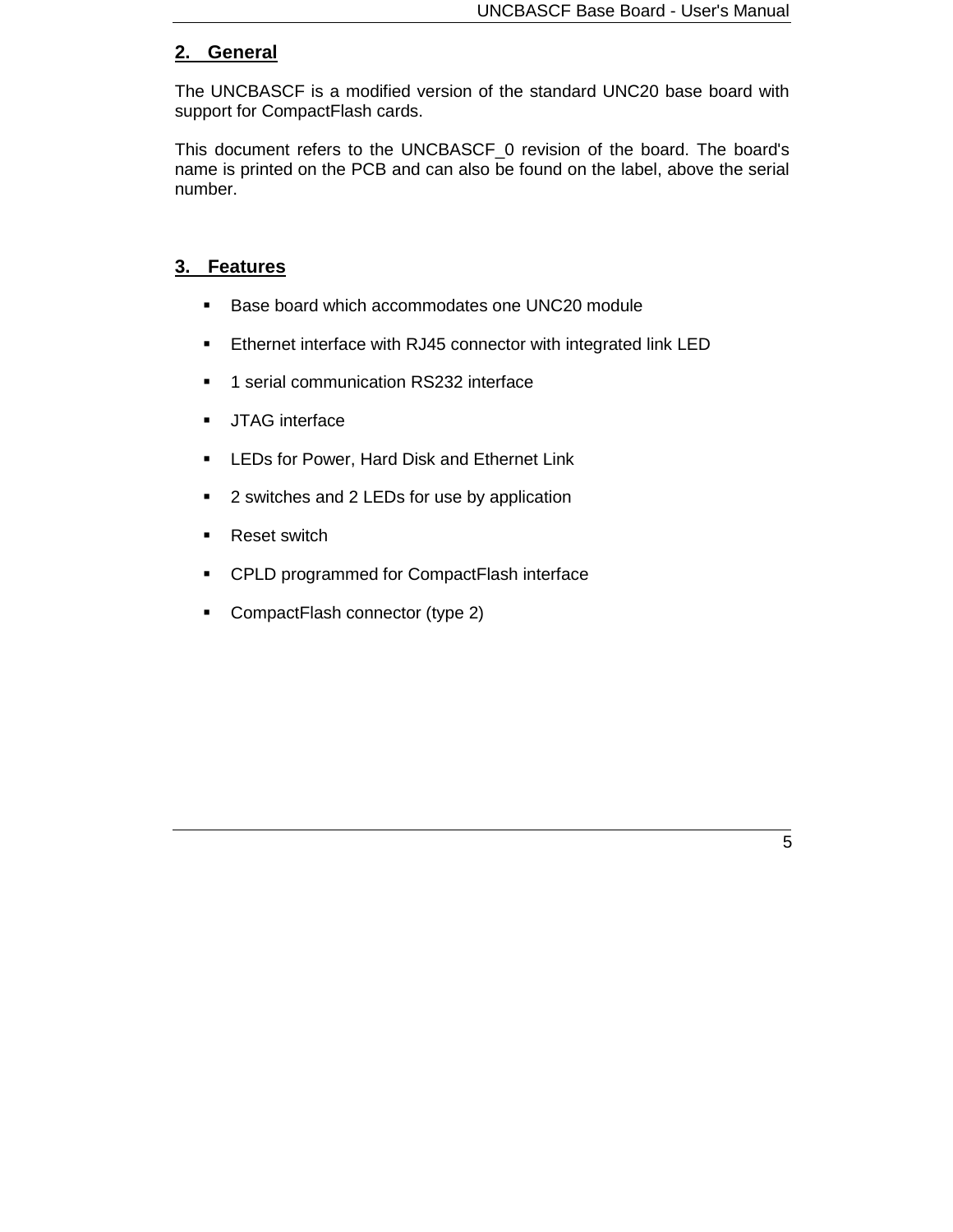## 2. General

The UNCBASCF is a modified version of the standard UNC20 base board with support for CompactFlash cards.

This document refers to the UNCBASCF_0 revision of the board. The board's name is printed on the PCB and can also be found on the label, above the serial number.

## 3. Features

- Base board which accommodates one UNC20 module
- Ethernet interface with RJ45 connector with integrated link LED
- 1 serial communication RS232 interface
- JTAG interface
- LEDs for Power, Hard Disk and Ethernet Link
- 2 switches and 2 LEDs for use by application
- Reset switch
- CPLD programmed for CompactFlash interface
- CompactFlash connector (type 2)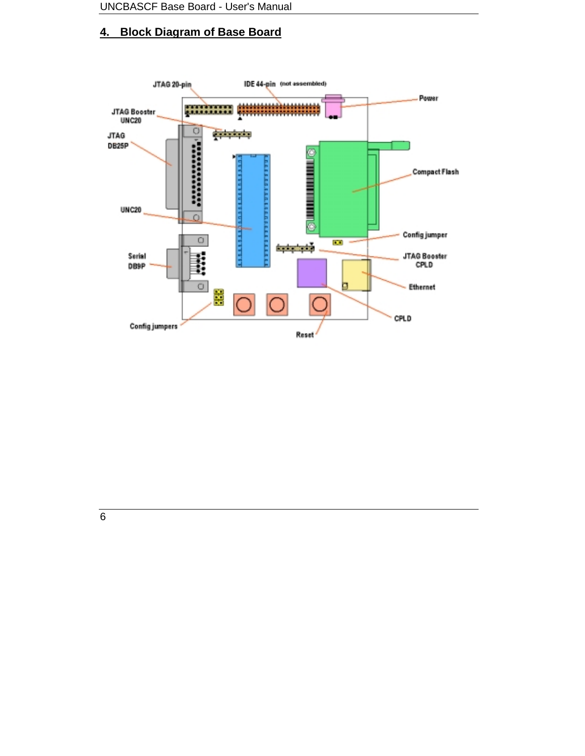## 4. Block Diagram of Base Board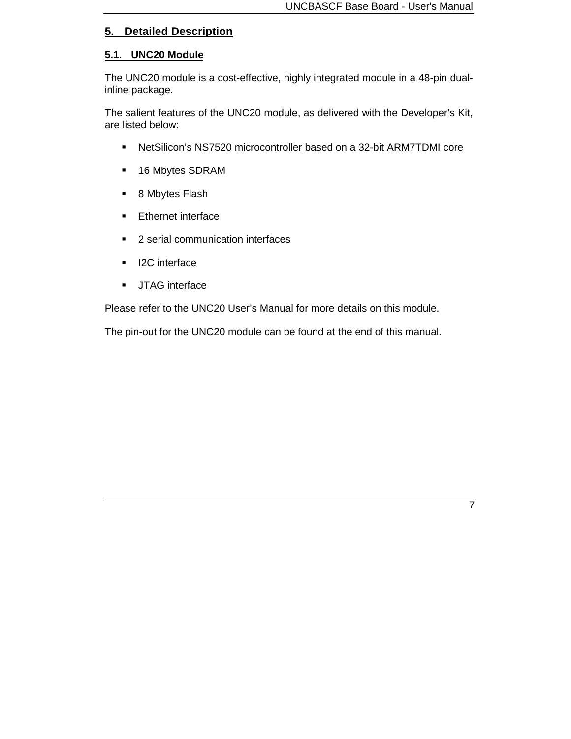# 5. Detailed Description

## 5.1. UNC20 Module

The UNC20 module is a cost-effective, highly integrated module in a 48-pin dual-inline package.

The salient features of the UNC20 module, as delivered with the Developer's Kit, are listed below:

- NetSilicon's NS7520 microcontroller based on a 32-bit ARM7TDMI core
- 16 Mbytes SDRAM
- 8 Mbytes Flash
- Ethernet interface
- 2 serial communication interfaces
- I2C interface
- JTAG interface

Please refer to the UNC20 User's Manual for more details on this module.

The pin-out for the UNC20 module can be found at the end of this manual.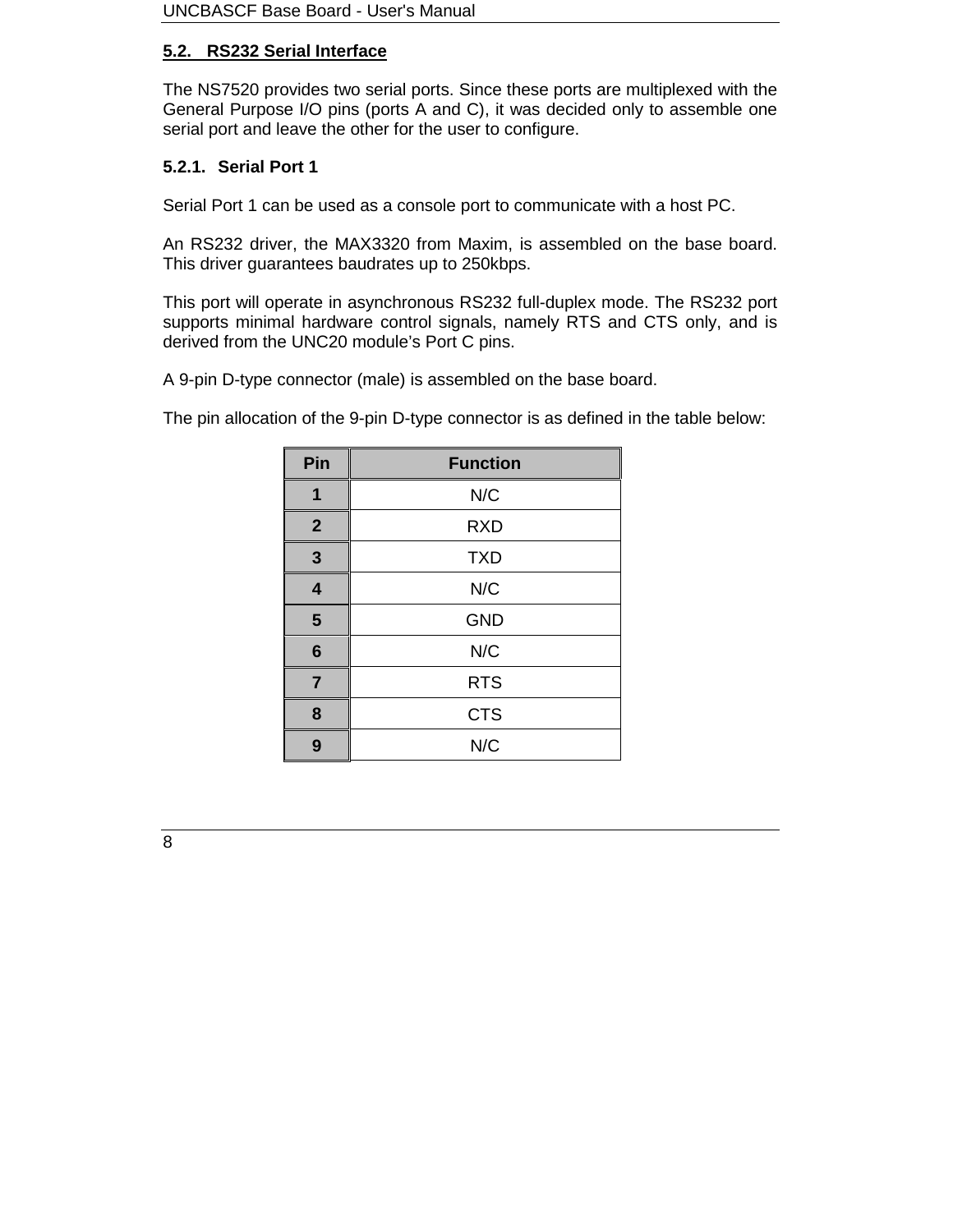## 5.2. RS232 Serial Interface

The NS7520 provides two serial ports. Since these ports are multiplexed with the General Purpose I/O pins (ports A and C), it was decided only to assemble one serial port and leave the other for the user to configure.

### 5.2.1. Serial Port 1

Serial Port 1 can be used as a console port to communicate with a host PC.

An RS232 driver, the MAX3320 from Maxim, is assembled on the base board. This driver guarantees baudrates up to 250kbps.

This port will operate in asynchronous RS232 full-duplex mode. The RS232 port supports minimal hardware control signals, namely RTS and CTS only, and is derived from the UNC20 module's Port C pins.

A 9-pin D-type connector (male) is assembled on the base board.

The pin allocation of the 9-pin D-type connector is as defined in the table below:

| Pin | Function |
|---|---|
| **1** | N/C |
| **2** | RXD |
| **3** | TXD |
| **4** | N/C |
| **5** | GND |
| **6** | N/C |
| **7** | RTS |
| **8** | CTS |
| **9** | N/C |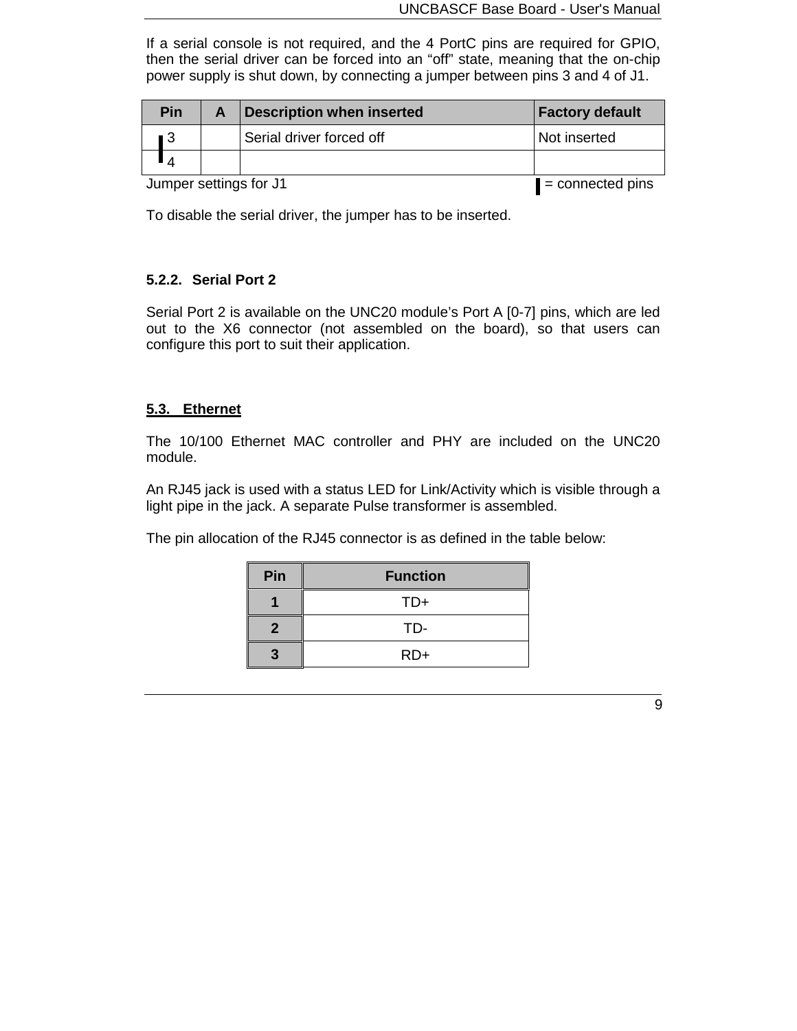If a serial console is not required, and the 4 PortC pins are required for GPIO, then the serial driver can be forced into an "off" state, meaning that the on-chip power supply is shut down, by connecting a jumper between pins 3 and 4 of J1.

| Pin | A | Description when inserted | Factory default |
|---|---|---|---|
| 3 | | Serial driver forced off | Not inserted |
| 4 | | | |

Jumper settings for J1 ▌= connected pins

To disable the serial driver, the jumper has to be inserted.

### 5.2.2. Serial Port 2

Serial Port 2 is available on the UNC20 module's Port A [0-7] pins, which are led out to the X6 connector (not assembled on the board), so that users can configure this port to suit their application.

## 5.3. Ethernet

The 10/100 Ethernet MAC controller and PHY are included on the UNC20 module.

An RJ45 jack is used with a status LED for Link/Activity which is visible through a light pipe in the jack. A separate Pulse transformer is assembled.

The pin allocation of the RJ45 connector is as defined in the table below:

| Pin | Function |
|---|---|
| **1** | TD+ |
| **2** | TD- |
| **3** | RD+ |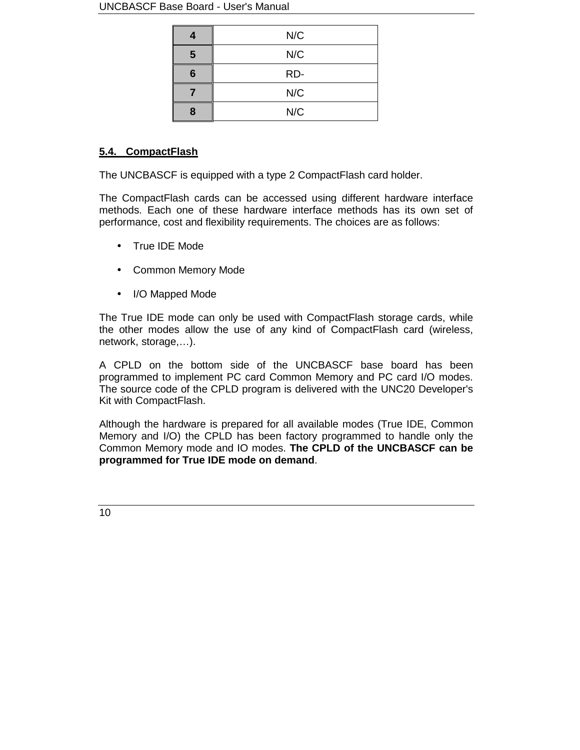| | |
|---|---|
| **4** | N/C |
| **5** | N/C |
| **6** | RD- |
| **7** | N/C |
| **8** | N/C |

## 5.4. CompactFlash

The UNCBASCF is equipped with a type 2 CompactFlash card holder.

The CompactFlash cards can be accessed using different hardware interface methods. Each one of these hardware interface methods has its own set of performance, cost and flexibility requirements. The choices are as follows:

- True IDE Mode
- Common Memory Mode
- I/O Mapped Mode

The True IDE mode can only be used with CompactFlash storage cards, while the other modes allow the use of any kind of CompactFlash card (wireless, network, storage,…).

A CPLD on the bottom side of the UNCBASCF base board has been programmed to implement PC card Common Memory and PC card I/O modes. The source code of the CPLD program is delivered with the UNC20 Developer's Kit with CompactFlash.

Although the hardware is prepared for all available modes (True IDE, Common Memory and I/O) the CPLD has been factory programmed to handle only the Common Memory mode and IO modes. **The CPLD of the UNCBASCF can be programmed for True IDE mode on demand**.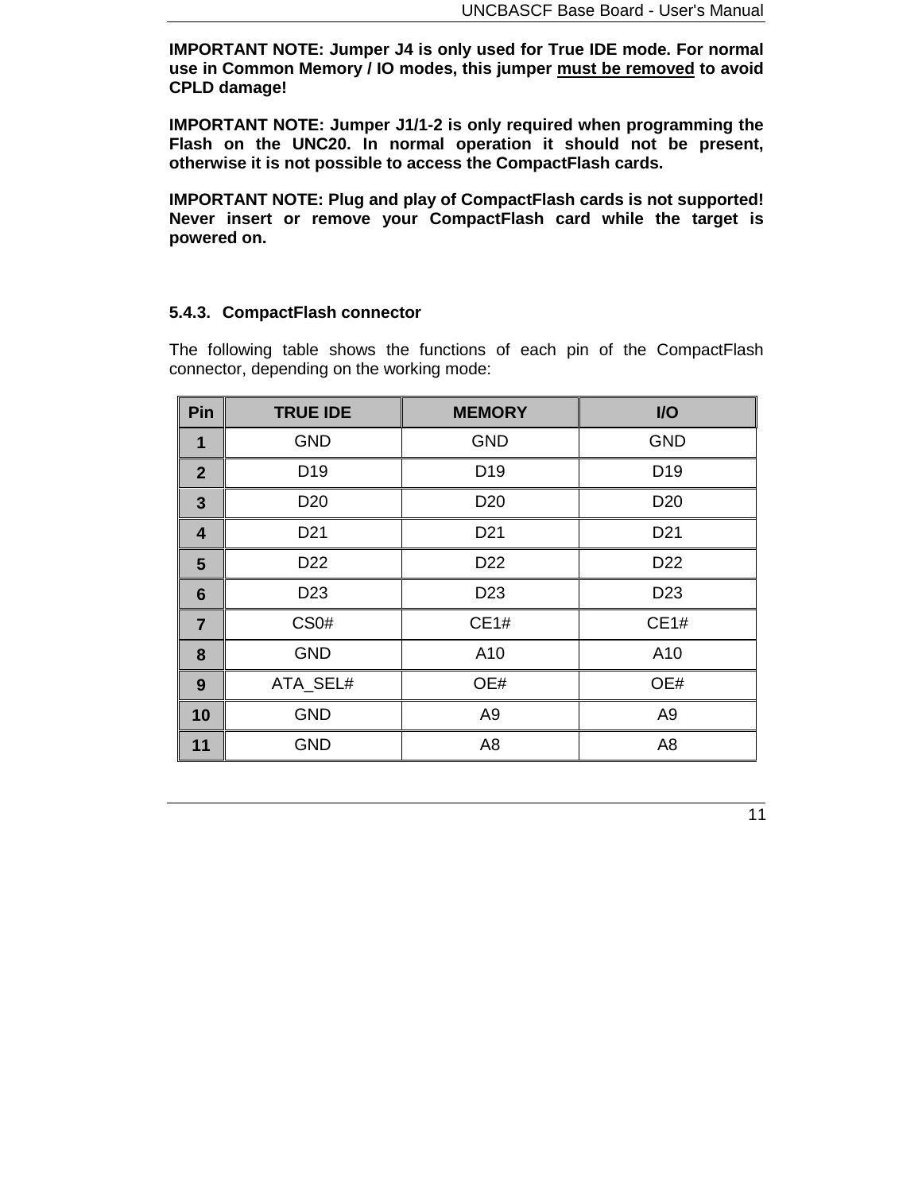**IMPORTANT NOTE: Jumper J4 is only used for True IDE mode. For normal use in Common Memory / IO modes, this jumper <u>must be removed</u> to avoid CPLD damage!**

**IMPORTANT NOTE: Jumper J1/1-2 is only required when programming the Flash on the UNC20. In normal operation it should not be present, otherwise it is not possible to access the CompactFlash cards.**

**IMPORTANT NOTE: Plug and play of CompactFlash cards is not supported! Never insert or remove your CompactFlash card while the target is powered on.**

### 5.4.3. CompactFlash connector

The following table shows the functions of each pin of the CompactFlash connector, depending on the working mode:

| Pin | TRUE IDE | MEMORY | I/O |
|---|---|---|---|
| **1** | GND | GND | GND |
| **2** | D19 | D19 | D19 |
| **3** | D20 | D20 | D20 |
| **4** | D21 | D21 | D21 |
| **5** | D22 | D22 | D22 |
| **6** | D23 | D23 | D23 |
| **7** | CS0# | CE1# | CE1# |
| **8** | GND | A10 | A10 |
| **9** | ATA_SEL# | OE# | OE# |
| **10** | GND | A9 | A9 |
| **11** | GND | A8 | A8 |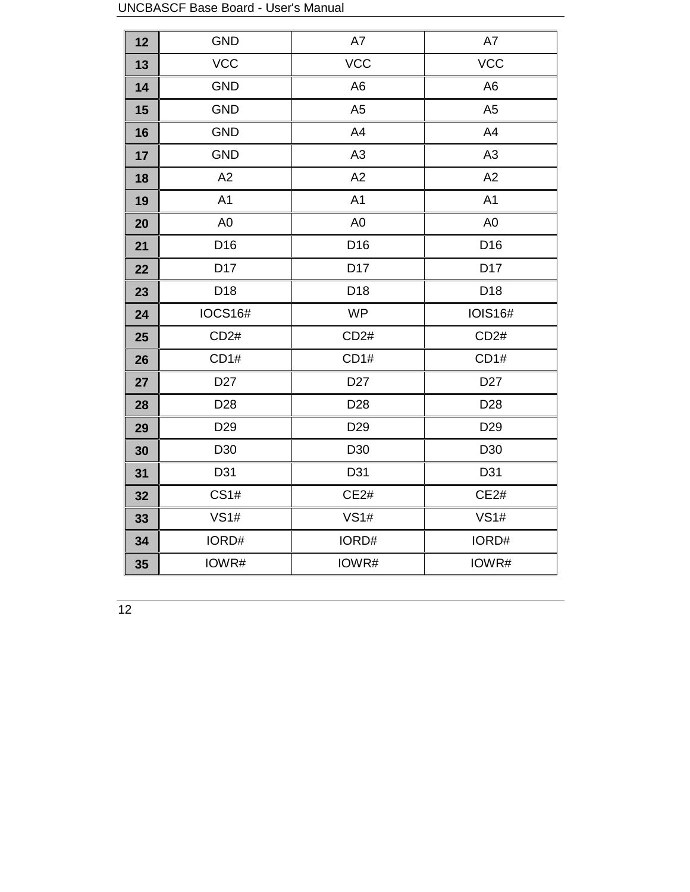| 12 | GND | A7 | A7 |
|---|---|---|---|
| 13 | VCC | VCC | VCC |
| 14 | GND | A6 | A6 |
| 15 | GND | A5 | A5 |
| 16 | GND | A4 | A4 |
| 17 | GND | A3 | A3 |
| 18 | A2 | A2 | A2 |
| 19 | A1 | A1 | A1 |
| 20 | A0 | A0 | A0 |
| 21 | D16 | D16 | D16 |
| 22 | D17 | D17 | D17 |
| 23 | D18 | D18 | D18 |
| 24 | IOCS16# | WP | IOIS16# |
| 25 | CD2# | CD2# | CD2# |
| 26 | CD1# | CD1# | CD1# |
| 27 | D27 | D27 | D27 |
| 28 | D28 | D28 | D28 |
| 29 | D29 | D29 | D29 |
| 30 | D30 | D30 | D30 |
| 31 | D31 | D31 | D31 |
| 32 | CS1# | CE2# | CE2# |
| 33 | VS1# | VS1# | VS1# |
| 34 | IORD# | IORD# | IORD# |
| 35 | IOWR# | IOWR# | IOWR# |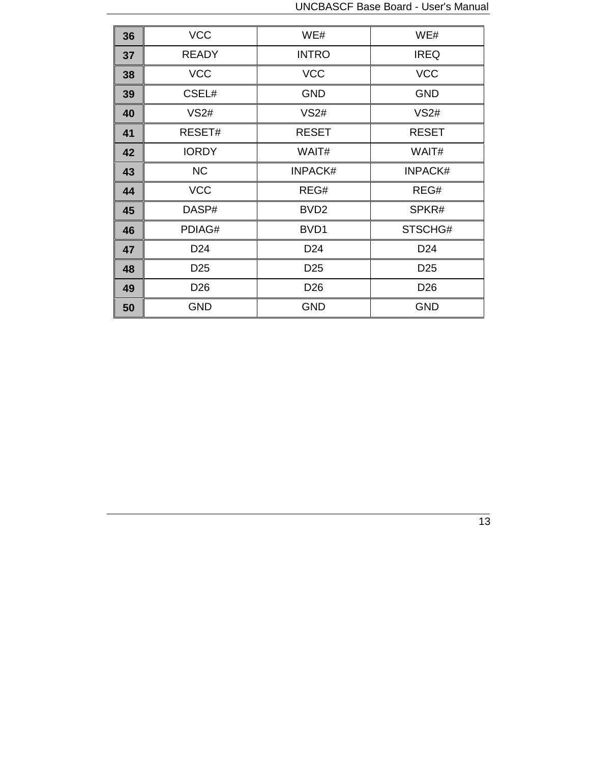| 36 | VCC | WE# | WE# |
|---|---|---|---|
| 37 | READY | INTRO | IREQ |
| 38 | VCC | VCC | VCC |
| 39 | CSEL# | GND | GND |
| 40 | VS2# | VS2# | VS2# |
| 41 | RESET# | RESET | RESET |
| 42 | IORDY | WAIT# | WAIT# |
| 43 | NC | INPACK# | INPACK# |
| 44 | VCC | REG# | REG# |
| 45 | DASP# | BVD2 | SPKR# |
| 46 | PDIAG# | BVD1 | STSCHG# |
| 47 | D24 | D24 | D24 |
| 48 | D25 | D25 | D25 |
| 49 | D26 | D26 | D26 |
| 50 | GND | GND | GND |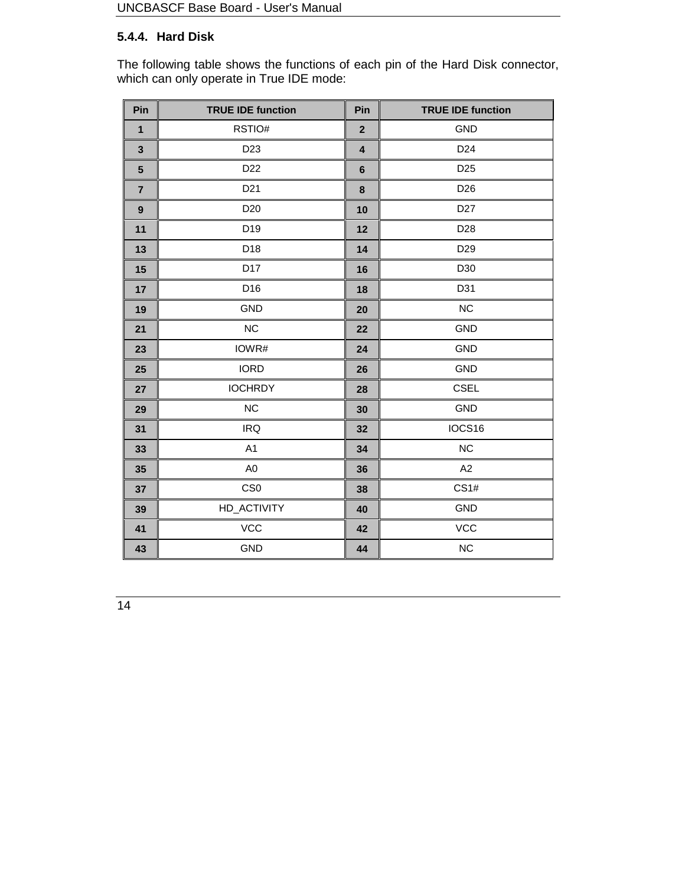### 5.4.4. Hard Disk

The following table shows the functions of each pin of the Hard Disk connector, which can only operate in True IDE mode:

| Pin | TRUE IDE function | Pin | TRUE IDE function |
|---|---|---|---|
| 1 | RSTIO# | 2 | GND |
| 3 | D23 | 4 | D24 |
| 5 | D22 | 6 | D25 |
| 7 | D21 | 8 | D26 |
| 9 | D20 | 10 | D27 |
| 11 | D19 | 12 | D28 |
| 13 | D18 | 14 | D29 |
| 15 | D17 | 16 | D30 |
| 17 | D16 | 18 | D31 |
| 19 | GND | 20 | NC |
| 21 | NC | 22 | GND |
| 23 | IOWR# | 24 | GND |
| 25 | IORD | 26 | GND |
| 27 | IOCHRDY | 28 | CSEL |
| 29 | NC | 30 | GND |
| 31 | IRQ | 32 | IOCS16 |
| 33 | A1 | 34 | NC |
| 35 | A0 | 36 | A2 |
| 37 | CS0 | 38 | CS1# |
| 39 | HD_ACTIVITY | 40 | GND |
| 41 | VCC | 42 | VCC |
| 43 | GND | 44 | NC |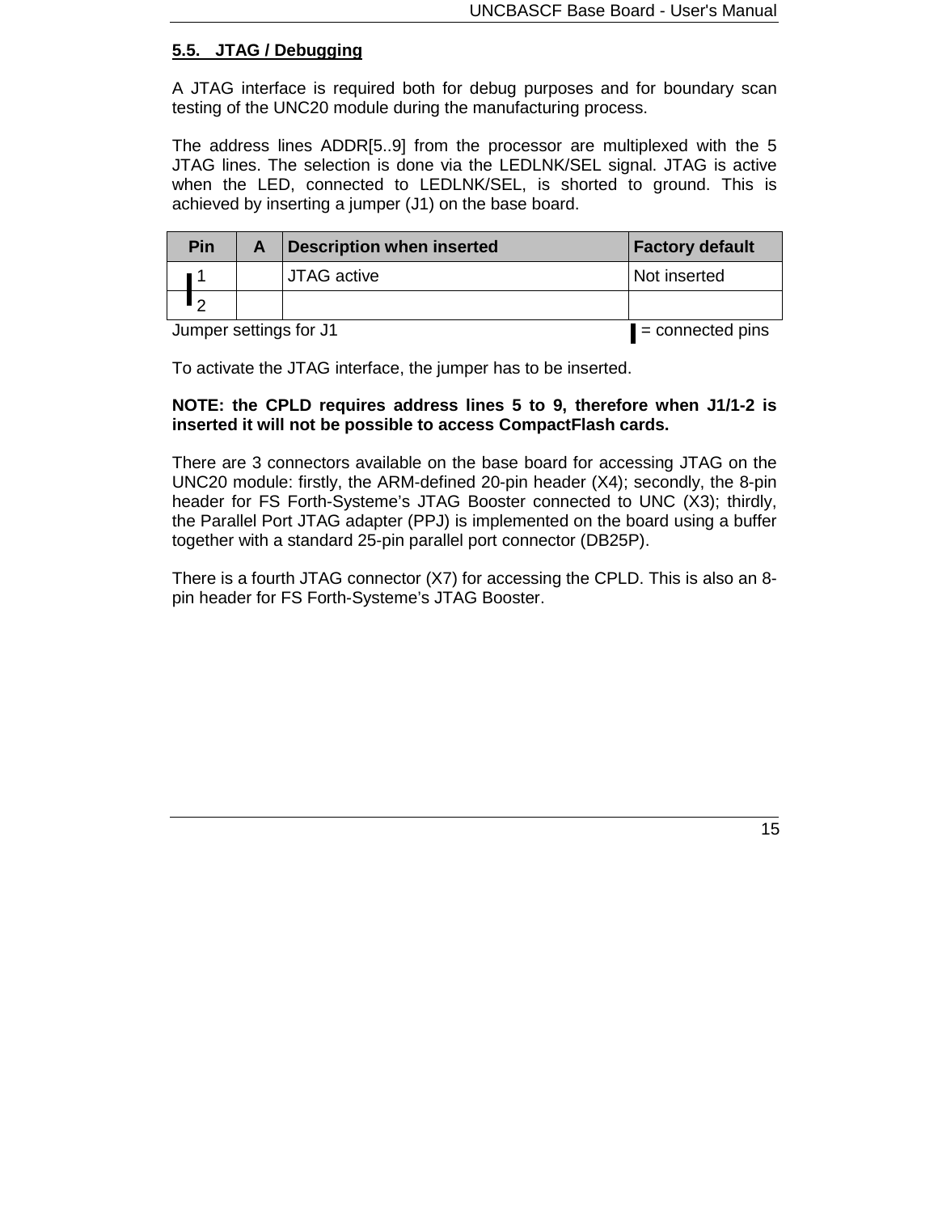## 5.5. JTAG / Debugging

A JTAG interface is required both for debug purposes and for boundary scan testing of the UNC20 module during the manufacturing process.

The address lines ADDR[5..9] from the processor are multiplexed with the 5 JTAG lines. The selection is done via the LEDLNK/SEL signal. JTAG is active when the LED, connected to LEDLNK/SEL, is shorted to ground. This is achieved by inserting a jumper (J1) on the base board.

| Pin | A | Description when inserted | Factory default |
|---|---|---|---|
| 1 | | JTAG active | Not inserted |
| 2 | | | |

Jumper settings for J1 ▌ = connected pins

To activate the JTAG interface, the jumper has to be inserted.

**NOTE: the CPLD requires address lines 5 to 9, therefore when J1/1-2 is inserted it will not be possible to access CompactFlash cards.**

There are 3 connectors available on the base board for accessing JTAG on the UNC20 module: firstly, the ARM-defined 20-pin header (X4); secondly, the 8-pin header for FS Forth-Systeme's JTAG Booster connected to UNC (X3); thirdly, the Parallel Port JTAG adapter (PPJ) is implemented on the board using a buffer together with a standard 25-pin parallel port connector (DB25P).

There is a fourth JTAG connector (X7) for accessing the CPLD. This is also an 8-pin header for FS Forth-Systeme's JTAG Booster.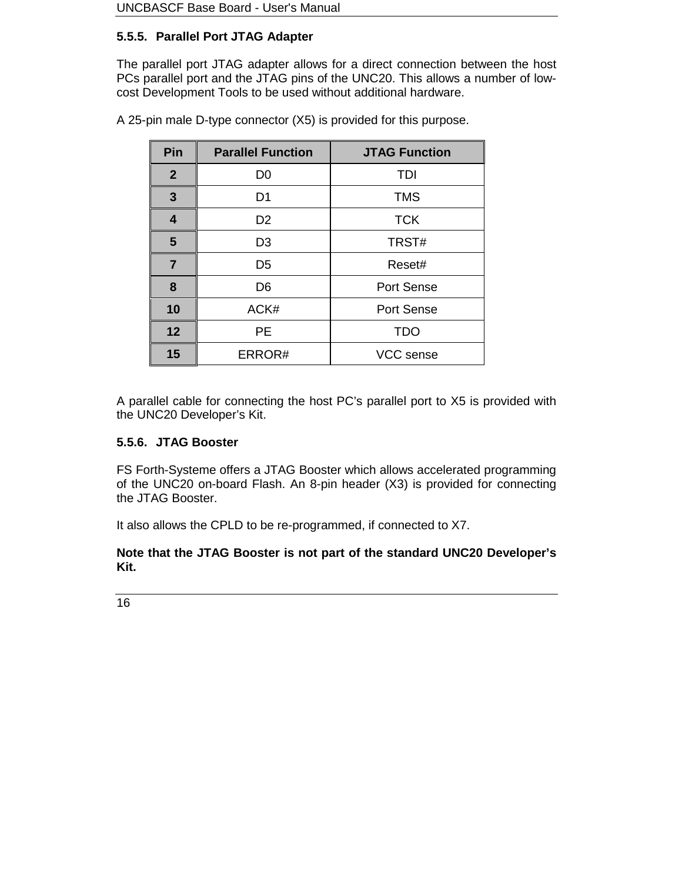#### 5.5.5. Parallel Port JTAG Adapter

The parallel port JTAG adapter allows for a direct connection between the host PCs parallel port and the JTAG pins of the UNC20. This allows a number of low-cost Development Tools to be used without additional hardware.

A 25-pin male D-type connector (X5) is provided for this purpose.

| Pin | Parallel Function | JTAG Function |
|---|---|---|
| **2** | D0 | TDI |
| **3** | D1 | TMS |
| **4** | D2 | TCK |
| **5** | D3 | TRST# |
| **7** | D5 | Reset# |
| **8** | D6 | Port Sense |
| **10** | ACK# | Port Sense |
| **12** | PE | TDO |
| **15** | ERROR# | VCC sense |

A parallel cable for connecting the host PC's parallel port to X5 is provided with the UNC20 Developer's Kit.

#### 5.5.6. JTAG Booster

FS Forth-Systeme offers a JTAG Booster which allows accelerated programming of the UNC20 on-board Flash. An 8-pin header (X3) is provided for connecting the JTAG Booster.

It also allows the CPLD to be re-programmed, if connected to X7.

**Note that the JTAG Booster is not part of the standard UNC20 Developer's Kit.**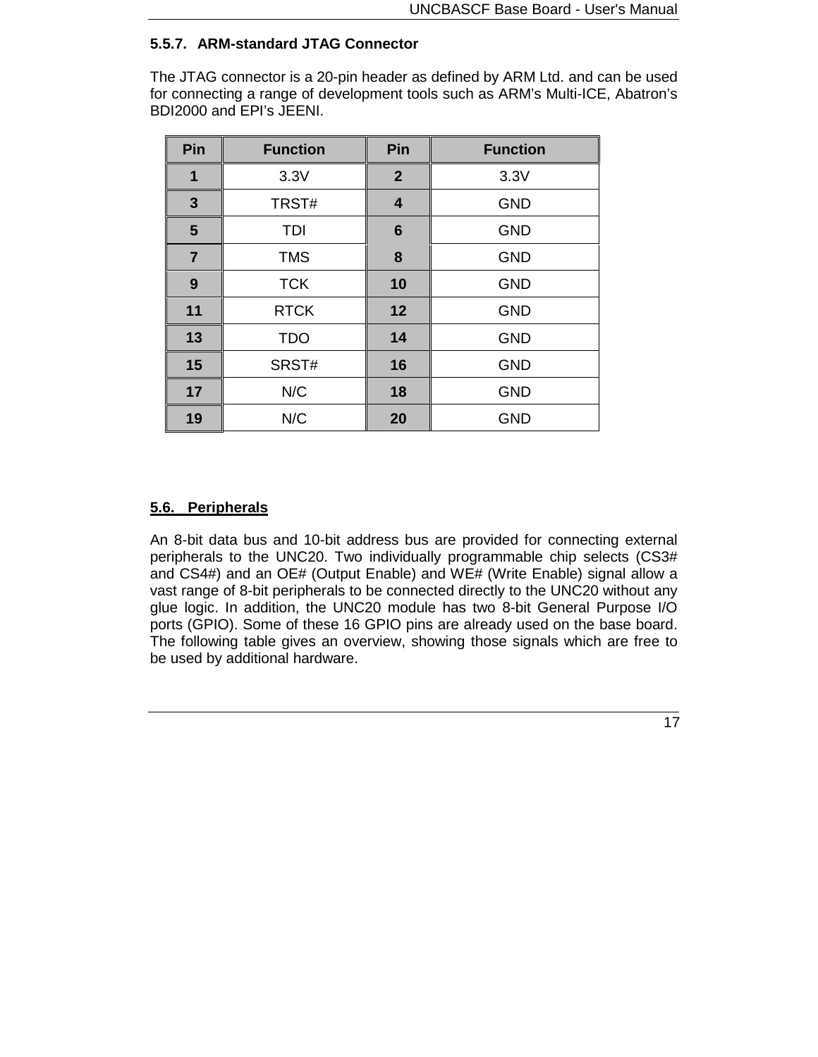### 5.5.7. ARM-standard JTAG Connector

The JTAG connector is a 20-pin header as defined by ARM Ltd. and can be used for connecting a range of development tools such as ARM's Multi-ICE, Abatron's BDI2000 and EPI's JEENI.

| Pin | Function | Pin | Function |
|---|---|---|---|
| 1 | 3.3V | 2 | 3.3V |
| 3 | TRST# | 4 | GND |
| 5 | TDI | 6 | GND |
| 7 | TMS | 8 | GND |
| 9 | TCK | 10 | GND |
| 11 | RTCK | 12 | GND |
| 13 | TDO | 14 | GND |
| 15 | SRST# | 16 | GND |
| 17 | N/C | 18 | GND |
| 19 | N/C | 20 | GND |

## 5.6. Peripherals

An 8-bit data bus and 10-bit address bus are provided for connecting external peripherals to the UNC20. Two individually programmable chip selects (CS3# and CS4#) and an OE# (Output Enable) and WE# (Write Enable) signal allow a vast range of 8-bit peripherals to be connected directly to the UNC20 without any glue logic. In addition, the UNC20 module has two 8-bit General Purpose I/O ports (GPIO). Some of these 16 GPIO pins are already used on the base board. The following table gives an overview, showing those signals which are free to be used by additional hardware.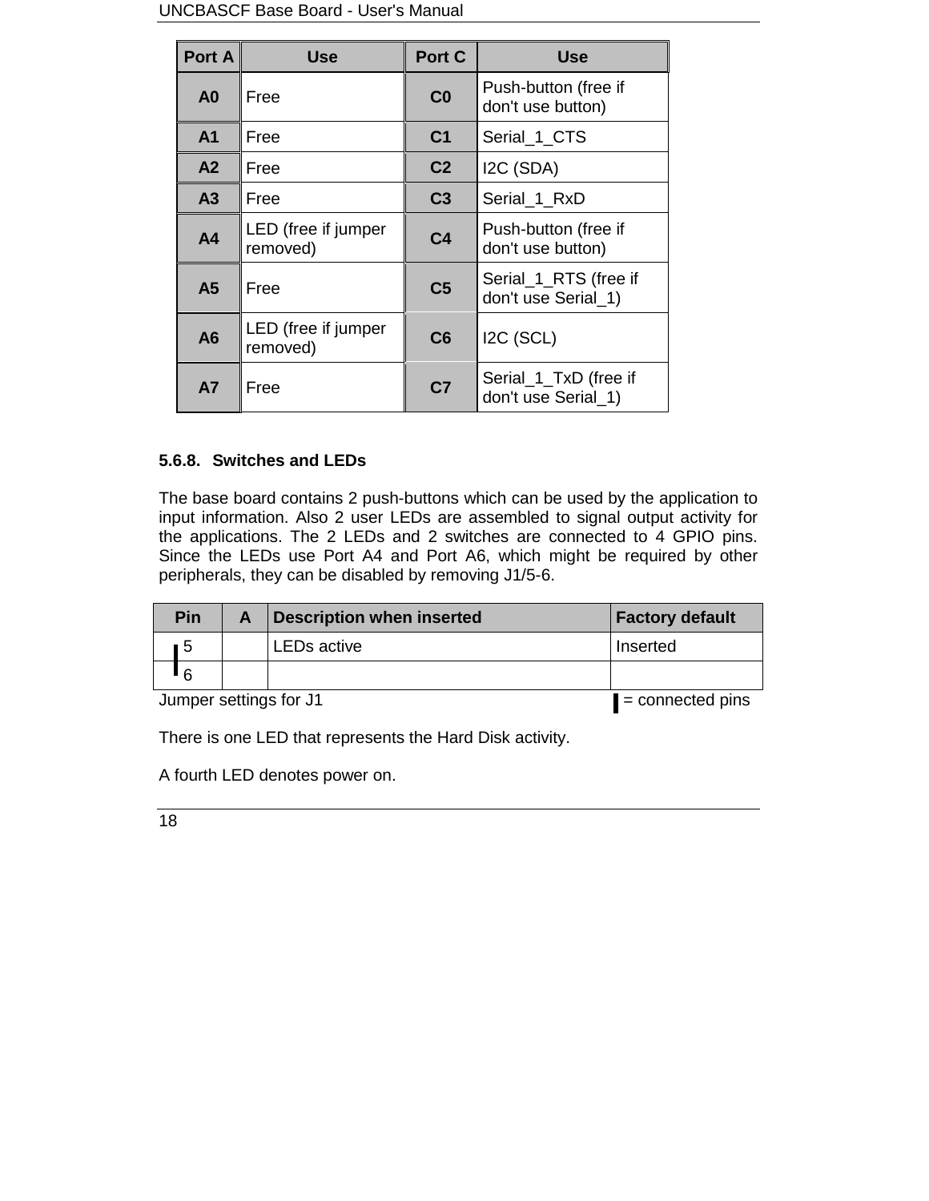| Port A | Use | Port C | Use |
|---|---|---|---|
| A0 | Free | C0 | Push-button (free if don't use button) |
| A1 | Free | C1 | Serial_1_CTS |
| A2 | Free | C2 | I2C (SDA) |
| A3 | Free | C3 | Serial_1_RxD |
| A4 | LED (free if jumper removed) | C4 | Push-button (free if don't use button) |
| A5 | Free | C5 | Serial_1_RTS (free if don't use Serial_1) |
| A6 | LED (free if jumper removed) | C6 | I2C (SCL) |
| A7 | Free | C7 | Serial_1_TxD (free if don't use Serial_1) |

### 5.6.8. Switches and LEDs

The base board contains 2 push-buttons which can be used by the application to input information. Also 2 user LEDs are assembled to signal output activity for the applications. The 2 LEDs and 2 switches are connected to 4 GPIO pins. Since the LEDs use Port A4 and Port A6, which might be required by other peripherals, they can be disabled by removing J1/5-6.

| Pin | A | Description when inserted | Factory default |
|---|---|---|---|
| 5 | | LEDs active | Inserted |
| 6 | | | |

Jumper settings for J1 ▌= connected pins

There is one LED that represents the Hard Disk activity.

A fourth LED denotes power on.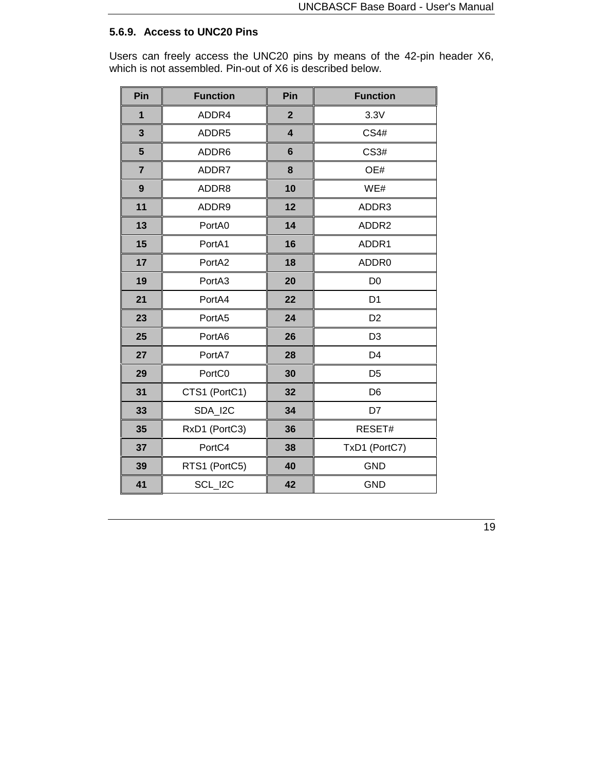### 5.6.9. Access to UNC20 Pins

Users can freely access the UNC20 pins by means of the 42-pin header X6, which is not assembled. Pin-out of X6 is described below.

| Pin | Function | Pin | Function |
|---|---|---|---|
| **1** | ADDR4 | **2** | 3.3V |
| **3** | ADDR5 | **4** | CS4# |
| **5** | ADDR6 | **6** | CS3# |
| **7** | ADDR7 | **8** | OE# |
| **9** | ADDR8 | **10** | WE# |
| **11** | ADDR9 | **12** | ADDR3 |
| **13** | PortA0 | **14** | ADDR2 |
| **15** | PortA1 | **16** | ADDR1 |
| **17** | PortA2 | **18** | ADDR0 |
| **19** | PortA3 | **20** | D0 |
| **21** | PortA4 | **22** | D1 |
| **23** | PortA5 | **24** | D2 |
| **25** | PortA6 | **26** | D3 |
| **27** | PortA7 | **28** | D4 |
| **29** | PortC0 | **30** | D5 |
| **31** | CTS1 (PortC1) | **32** | D6 |
| **33** | SDA_I2C | **34** | D7 |
| **35** | RxD1 (PortC3) | **36** | RESET# |
| **37** | PortC4 | **38** | TxD1 (PortC7) |
| **39** | RTS1 (PortC5) | **40** | GND |
| **41** | SCL_I2C | **42** | GND |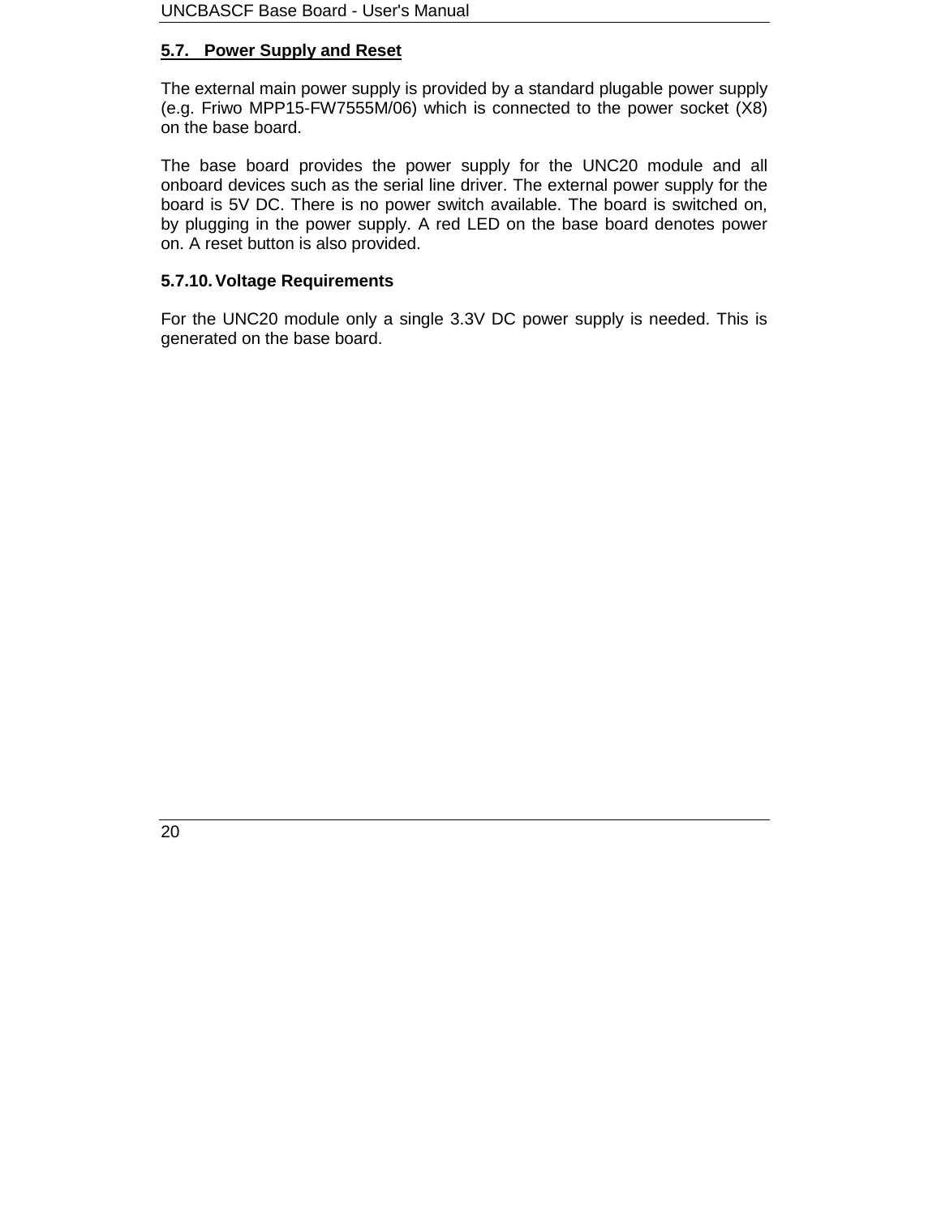## 5.7. Power Supply and Reset

The external main power supply is provided by a standard plugable power supply (e.g. Friwo MPP15-FW7555M/06) which is connected to the power socket (X8) on the base board.

The base board provides the power supply for the UNC20 module and all onboard devices such as the serial line driver. The external power supply for the board is 5V DC. There is no power switch available. The board is switched on, by plugging in the power supply. A red LED on the base board denotes power on. A reset button is also provided.

### 5.7.10. Voltage Requirements

For the UNC20 module only a single 3.3V DC power supply is needed. This is generated on the base board.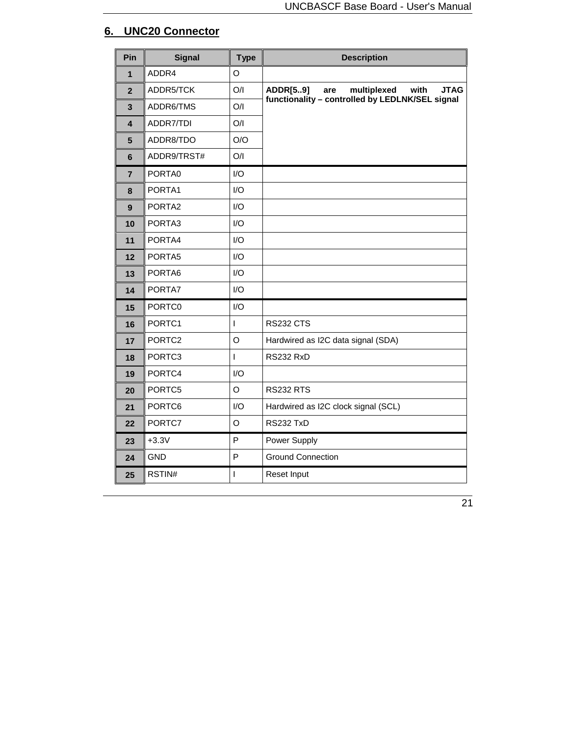## 6. UNC20 Connector

| Pin | Signal | Type | Description |
|---|---|---|---|
| 1 | ADDR4 | O | |
| 2 | ADDR5/TCK | O/I | **ADDR[5..9] are multiplexed with JTAG functionality – controlled by LEDLNK/SEL signal** |
| 3 | ADDR6/TMS | O/I | |
| 4 | ADDR7/TDI | O/I | |
| 5 | ADDR8/TDO | O/O | |
| 6 | ADDR9/TRST# | O/I | |
| 7 | PORTA0 | I/O | |
| 8 | PORTA1 | I/O | |
| 9 | PORTA2 | I/O | |
| 10 | PORTA3 | I/O | |
| 11 | PORTA4 | I/O | |
| 12 | PORTA5 | I/O | |
| 13 | PORTA6 | I/O | |
| 14 | PORTA7 | I/O | |
| 15 | PORTC0 | I/O | |
| 16 | PORTC1 | I | RS232 CTS |
| 17 | PORTC2 | O | Hardwired as I2C data signal (SDA) |
| 18 | PORTC3 | I | RS232 RxD |
| 19 | PORTC4 | I/O | |
| 20 | PORTC5 | O | RS232 RTS |
| 21 | PORTC6 | I/O | Hardwired as I2C clock signal (SCL) |
| 22 | PORTC7 | O | RS232 TxD |
| 23 | +3.3V | P | Power Supply |
| 24 | GND | P | Ground Connection |
| 25 | RSTIN# | I | Reset Input |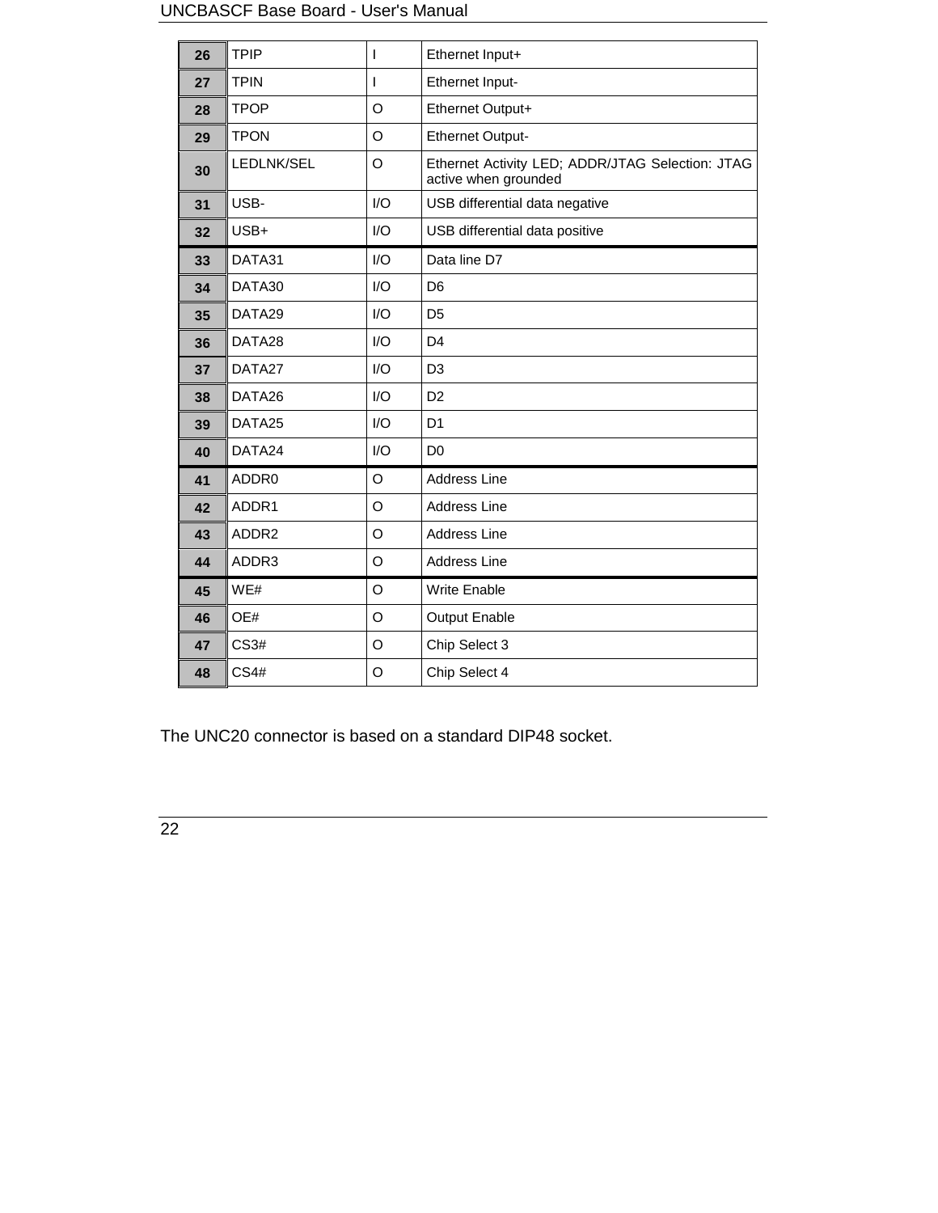| | | | |
|---|---|---|---|
| **26** | TPIP | I | Ethernet Input+ |
| **27** | TPIN | I | Ethernet Input- |
| **28** | TPOP | O | Ethernet Output+ |
| **29** | TPON | O | Ethernet Output- |
| **30** | LEDLNK/SEL | O | Ethernet Activity LED; ADDR/JTAG Selection: JTAG active when grounded |
| **31** | USB- | I/O | USB differential data negative |
| **32** | USB+ | I/O | USB differential data positive |
| **33** | DATA31 | I/O | Data line D7 |
| **34** | DATA30 | I/O | D6 |
| **35** | DATA29 | I/O | D5 |
| **36** | DATA28 | I/O | D4 |
| **37** | DATA27 | I/O | D3 |
| **38** | DATA26 | I/O | D2 |
| **39** | DATA25 | I/O | D1 |
| **40** | DATA24 | I/O | D0 |
| **41** | ADDR0 | O | Address Line |
| **42** | ADDR1 | O | Address Line |
| **43** | ADDR2 | O | Address Line |
| **44** | ADDR3 | O | Address Line |
| **45** | WE# | O | Write Enable |
| **46** | OE# | O | Output Enable |
| **47** | CS3# | O | Chip Select 3 |
| **48** | CS4# | O | Chip Select 4 |

The UNC20 connector is based on a standard DIP48 socket.